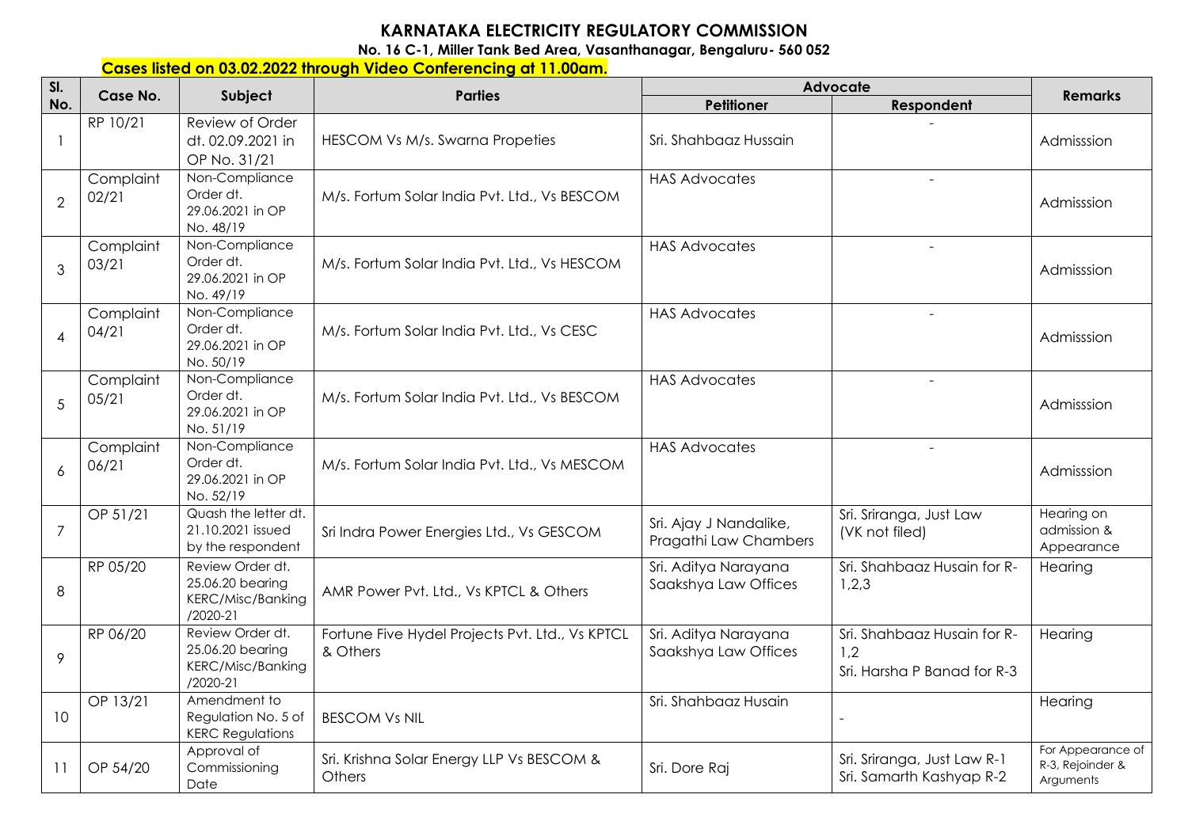# KARNATAKA ELECTRICITY REGULATORY COMMISSION

**No. 16 C-1, Miller Tank Bed Area, Vasanthanagar, Bengaluru- 560 052**

**Cases listed on 03.02.2022 through Video Conferencing at 11.00am.**

| Sl. No. | Case No. | Subject | Parties | Advocate | | Remarks |
|---|---|---|---|---|---|---|
| | | | | Petitioner | Respondent | |
| 1 | RP 10/21 | Review of Order dt. 02.09.2021 in OP No. 31/21 | HESCOM Vs M/s. Swarna Propeties | Sri. Shahbaaz Hussain | - | Admisssion |
| 2 | Complaint 02/21 | Non-Compliance Order dt. 29.06.2021 in OP No. 48/19 | M/s. Fortum Solar India Pvt. Ltd., Vs BESCOM | HAS Advocates | - | Admisssion |
| 3 | Complaint 03/21 | Non-Compliance Order dt. 29.06.2021 in OP No. 49/19 | M/s. Fortum Solar India Pvt. Ltd., Vs HESCOM | HAS Advocates | - | Admisssion |
| 4 | Complaint 04/21 | Non-Compliance Order dt. 29.06.2021 in OP No. 50/19 | M/s. Fortum Solar India Pvt. Ltd., Vs CESC | HAS Advocates | - | Admisssion |
| 5 | Complaint 05/21 | Non-Compliance Order dt. 29.06.2021 in OP No. 51/19 | M/s. Fortum Solar India Pvt. Ltd., Vs BESCOM | HAS Advocates | - | Admisssion |
| 6 | Complaint 06/21 | Non-Compliance Order dt. 29.06.2021 in OP No. 52/19 | M/s. Fortum Solar India Pvt. Ltd., Vs MESCOM | HAS Advocates | - | Admisssion |
| 7 | OP 51/21 | Quash the letter dt. 21.10.2021 issued by the respondent | Sri Indra Power Energies Ltd., Vs GESCOM | Sri. Ajay J Nandalike, Pragathi Law Chambers | Sri. Sriranga, Just Law (VK not filed) | Hearing on admission & Appearance |
| 8 | RP 05/20 | Review Order dt. 25.06.20 bearing KERC/Misc/Banking /2020-21 | AMR Power Pvt. Ltd., Vs KPTCL & Others | Sri. Aditya Narayana Saakshya Law Offices | Sri. Shahbaaz Husain for R-1,2,3 | Hearing |
| 9 | RP 06/20 | Review Order dt. 25.06.20 bearing KERC/Misc/Banking /2020-21 | Fortune Five Hydel Projects Pvt. Ltd., Vs KPTCL & Others | Sri. Aditya Narayana Saakshya Law Offices | Sri. Shahbaaz Husain for R-1,2<br>Sri. Harsha P Banad for R-3 | Hearing |
| 10 | OP 13/21 | Amendment to Regulation No. 5 of KERC Regulations | BESCOM Vs NIL | Sri. Shahbaaz Husain | - | Hearing |
| 11 | OP 54/20 | Approval of Commissioning Date | Sri. Krishna Solar Energy LLP Vs BESCOM & Others | Sri. Dore Raj | Sri. Sriranga, Just Law R-1<br>Sri. Samarth Kashyap R-2 | For Appearance of R-3, Rejoinder & Arguments |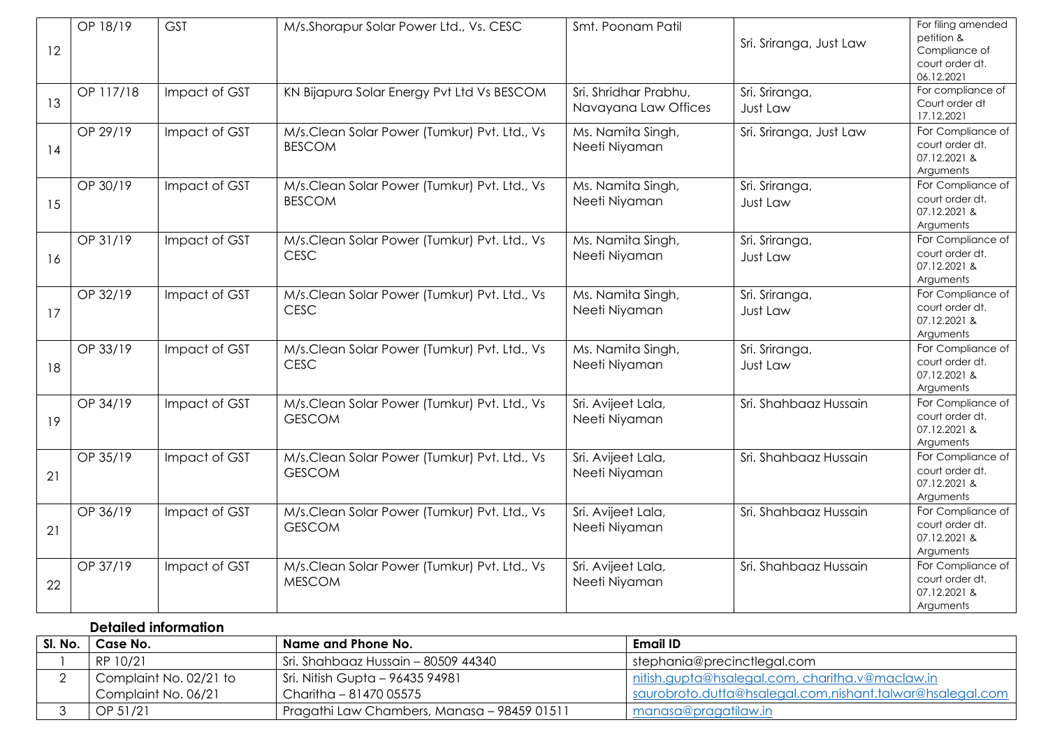| 12 | OP 18/19 | GST | M/s.Shorapur Solar Power Ltd., Vs. CESC | Smt. Poonam Patil | Sri. Sriranga, Just Law | For filing amended petition & Compliance of court order dt. 06.12.2021 |
|---|---|---|---|---|---|---|
| 13 | OP 117/18 | Impact of GST | KN Bijapura Solar Energy Pvt Ltd Vs BESCOM | Sri. Shridhar Prabhu, Navayana Law Offices | Sri. Sriranga, Just Law | For compliance of Court order dt 17.12.2021 |
| 14 | OP 29/19 | Impact of GST | M/s.Clean Solar Power (Tumkur) Pvt. Ltd., Vs BESCOM | Ms. Namita Singh, Neeti Niyaman | Sri. Sriranga, Just Law | For Compliance of court order dt. 07.12.2021 & Arguments |
| 15 | OP 30/19 | Impact of GST | M/s.Clean Solar Power (Tumkur) Pvt. Ltd., Vs BESCOM | Ms. Namita Singh, Neeti Niyaman | Sri. Sriranga, Just Law | For Compliance of court order dt. 07.12.2021 & Arguments |
| 16 | OP 31/19 | Impact of GST | M/s.Clean Solar Power (Tumkur) Pvt. Ltd., Vs CESC | Ms. Namita Singh, Neeti Niyaman | Sri. Sriranga, Just Law | For Compliance of court order dt. 07.12.2021 & Arguments |
| 17 | OP 32/19 | Impact of GST | M/s.Clean Solar Power (Tumkur) Pvt. Ltd., Vs CESC | Ms. Namita Singh, Neeti Niyaman | Sri. Sriranga, Just Law | For Compliance of court order dt. 07.12.2021 & Arguments |
| 18 | OP 33/19 | Impact of GST | M/s.Clean Solar Power (Tumkur) Pvt. Ltd., Vs CESC | Ms. Namita Singh, Neeti Niyaman | Sri. Sriranga, Just Law | For Compliance of court order dt. 07.12.2021 & Arguments |
| 19 | OP 34/19 | Impact of GST | M/s.Clean Solar Power (Tumkur) Pvt. Ltd., Vs GESCOM | Sri. Avijeet Lala, Neeti Niyaman | Sri. Shahbaaz Hussain | For Compliance of court order dt. 07.12.2021 & Arguments |
| 21 | OP 35/19 | Impact of GST | M/s.Clean Solar Power (Tumkur) Pvt. Ltd., Vs GESCOM | Sri. Avijeet Lala, Neeti Niyaman | Sri. Shahbaaz Hussain | For Compliance of court order dt. 07.12.2021 & Arguments |
| 21 | OP 36/19 | Impact of GST | M/s.Clean Solar Power (Tumkur) Pvt. Ltd., Vs GESCOM | Sri. Avijeet Lala, Neeti Niyaman | Sri. Shahbaaz Hussain | For Compliance of court order dt. 07.12.2021 & Arguments |
| 22 | OP 37/19 | Impact of GST | M/s.Clean Solar Power (Tumkur) Pvt. Ltd., Vs MESCOM | Sri. Avijeet Lala, Neeti Niyaman | Sri. Shahbaaz Hussain | For Compliance of court order dt. 07.12.2021 & Arguments |

**Detailed information**

| Sl. No. | Case No. | Name and Phone No. | Email ID |
|---|---|---|---|
| 1 | RP 10/21 | Sri. Shahbaaz Hussain – 80509 44340 | stephania@precinctlegal.com |
| 2 | Complaint No. 02/21 to Complaint No. 06/21 | Sri. Nitish Gupta – 96435 94981 Charitha – 81470 05575 | nitish.gupta@hsalegal.com, charitha.v@maclaw.in saurobroto.dutta@hsalegal.com,nishant.talwar@hsalegal.com |
| 3 | OP 51/21 | Pragathi Law Chambers, Manasa – 98459 01511 | manasa@pragatilaw.in |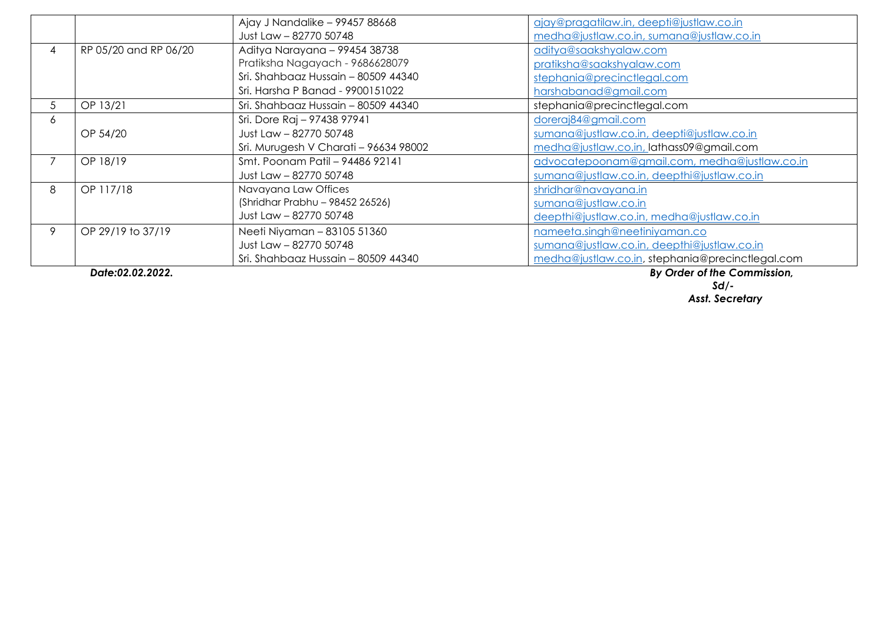| | | | |
|---|---|---|---|
| | | Ajay J Nandalike – 99457 88668<br>Just Law – 82770 50748 | ajay@pragatilaw.in, deepti@justlaw.co.in<br>medha@justlaw.co.in, sumana@justlaw.co.in |
| 4 | RP 05/20 and RP 06/20 | Aditya Narayana – 99454 38738<br>Pratiksha Nagayach - 9686628079<br>Sri. Shahbaaz Hussain – 80509 44340<br>Sri. Harsha P Banad - 9900151022 | aditya@saakshyalaw.com<br>pratiksha@saakshyalaw.com<br>stephania@precinctlegal.com<br>harshabanad@gmail.com |
| 5 | OP 13/21 | Sri. Shahbaaz Hussain – 80509 44340 | stephania@precinctlegal.com |
| 6 | OP 54/20 | Sri. Dore Raj – 97438 97941<br>Just Law – 82770 50748<br>Sri. Murugesh V Charati – 96634 98002 | doreraj84@gmail.com<br>sumana@justlaw.co.in, deepti@justlaw.co.in<br>medha@justlaw.co.in, lathass09@gmail.com |
| 7 | OP 18/19 | Smt. Poonam Patil – 94486 92141<br>Just Law – 82770 50748 | advocatepoonam@gmail.com, medha@justlaw.co.in<br>sumana@justlaw.co.in, deepthi@justlaw.co.in |
| 8 | OP 117/18 | Navayana Law Offices<br>(Shridhar Prabhu – 98452 26526)<br>Just Law – 82770 50748 | shridhar@navayana.in<br>sumana@justlaw.co.in<br>deepthi@justlaw.co.in, medha@justlaw.co.in |
| 9 | OP 29/19 to 37/19 | Neeti Niyaman – 83105 51360<br>Just Law – 82770 50748<br>Sri. Shahbaaz Hussain – 80509 44340 | nameeta.singh@neetiniyaman.co<br>sumana@justlaw.co.in, deepthi@justlaw.co.in<br>medha@justlaw.co.in, stephania@precinctlegal.com |

***Date:02.02.2022.***

***By Order of the Commission,***
***Sd/-***
***Asst. Secretary***